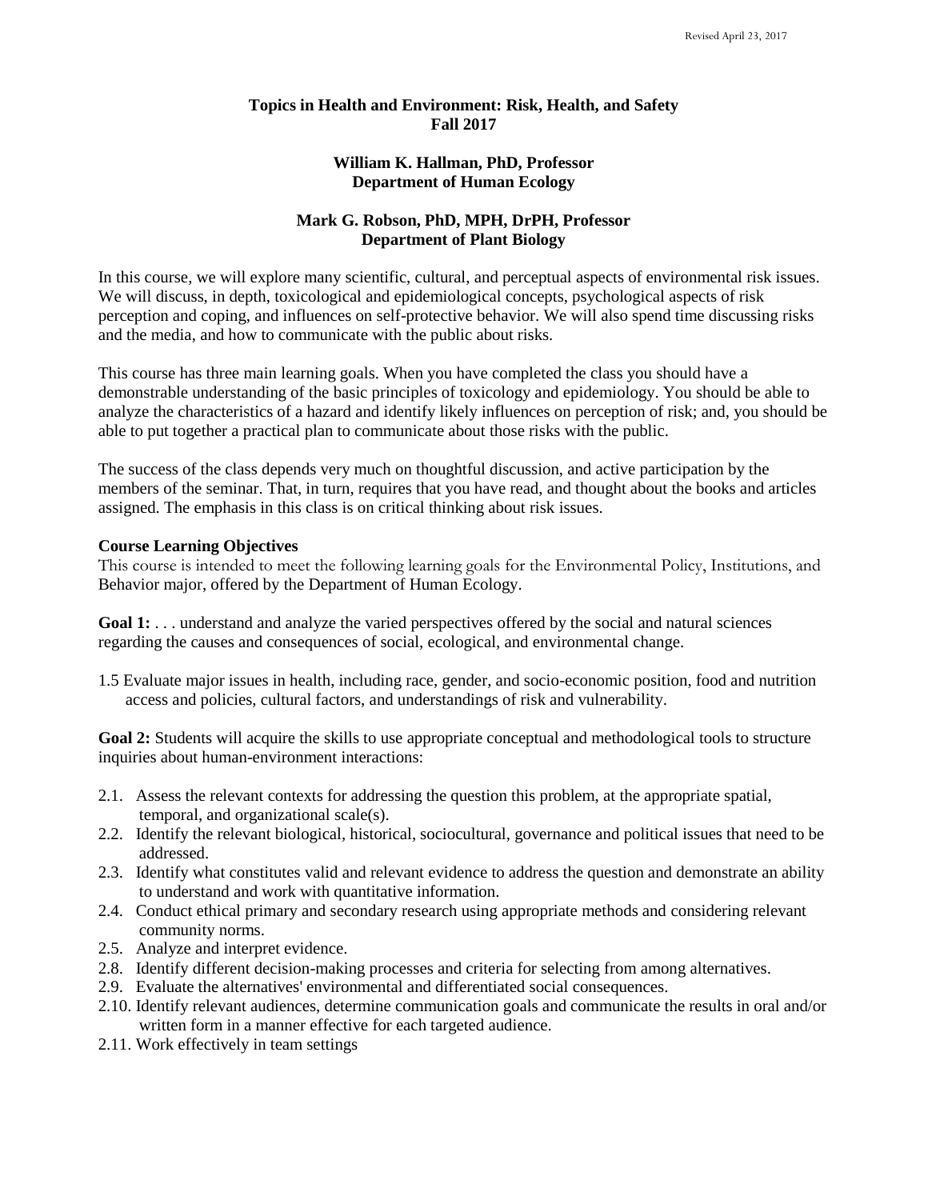Revised April 23, 2017

# Topics in Health and Environment: Risk, Health, and Safety
## Fall 2017

**William K. Hallman, PhD, Professor**
**Department of Human Ecology**

**Mark G. Robson, PhD, MPH, DrPH, Professor**
**Department of Plant Biology**

In this course, we will explore many scientific, cultural, and perceptual aspects of environmental risk issues. We will discuss, in depth, toxicological and epidemiological concepts, psychological aspects of risk perception and coping, and influences on self-protective behavior. We will also spend time discussing risks and the media, and how to communicate with the public about risks.

This course has three main learning goals. When you have completed the class you should have a demonstrable understanding of the basic principles of toxicology and epidemiology. You should be able to analyze the characteristics of a hazard and identify likely influences on perception of risk; and, you should be able to put together a practical plan to communicate about those risks with the public.

The success of the class depends very much on thoughtful discussion, and active participation by the members of the seminar. That, in turn, requires that you have read, and thought about the books and articles assigned. The emphasis in this class is on critical thinking about risk issues.

**Course Learning Objectives**

This course is intended to meet the following learning goals for the Environmental Policy, Institutions, and Behavior major, offered by the Department of Human Ecology.

**Goal 1:** . . . understand and analyze the varied perspectives offered by the social and natural sciences regarding the causes and consequences of social, ecological, and environmental change.

1.5 Evaluate major issues in health, including race, gender, and socio-economic position, food and nutrition access and policies, cultural factors, and understandings of risk and vulnerability.

**Goal 2:** Students will acquire the skills to use appropriate conceptual and methodological tools to structure inquiries about human-environment interactions:

2.1. Assess the relevant contexts for addressing the question this problem, at the appropriate spatial, temporal, and organizational scale(s).
2.2. Identify the relevant biological, historical, sociocultural, governance and political issues that need to be addressed.
2.3. Identify what constitutes valid and relevant evidence to address the question and demonstrate an ability to understand and work with quantitative information.
2.4. Conduct ethical primary and secondary research using appropriate methods and considering relevant community norms.
2.5. Analyze and interpret evidence.
2.8. Identify different decision-making processes and criteria for selecting from among alternatives.
2.9. Evaluate the alternatives' environmental and differentiated social consequences.
2.10. Identify relevant audiences, determine communication goals and communicate the results in oral and/or written form in a manner effective for each targeted audience.
2.11. Work effectively in team settings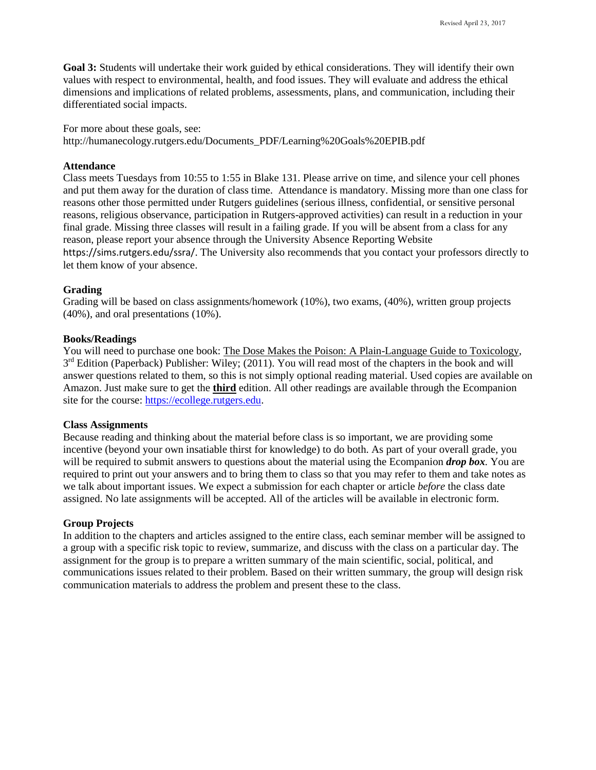**Goal 3:** Students will undertake their work guided by ethical considerations. They will identify their own values with respect to environmental, health, and food issues. They will evaluate and address the ethical dimensions and implications of related problems, assessments, plans, and communication, including their differentiated social impacts.

For more about these goals, see:
http://humanecology.rutgers.edu/Documents_PDF/Learning%20Goals%20EPIB.pdf

### Attendance

Class meets Tuesdays from 10:55 to 1:55 in Blake 131. Please arrive on time, and silence your cell phones and put them away for the duration of class time. Attendance is mandatory. Missing more than one class for reasons other those permitted under Rutgers guidelines (serious illness, confidential, or sensitive personal reasons, religious observance, participation in Rutgers-approved activities) can result in a reduction in your final grade. Missing three classes will result in a failing grade. If you will be absent from a class for any reason, please report your absence through the University Absence Reporting Website https://sims.rutgers.edu/ssra/. The University also recommends that you contact your professors directly to let them know of your absence.

### Grading

Grading will be based on class assignments/homework (10%), two exams, (40%), written group projects (40%), and oral presentations (10%).

### Books/Readings

You will need to purchase one book: The Dose Makes the Poison: A Plain-Language Guide to Toxicology, 3rd Edition (Paperback) Publisher: Wiley; (2011). You will read most of the chapters in the book and will answer questions related to them, so this is not simply optional reading material. Used copies are available on Amazon. Just make sure to get the **third** edition. All other readings are available through the Ecompanion site for the course: https://ecollege.rutgers.edu.

### Class Assignments

Because reading and thinking about the material before class is so important, we are providing some incentive (beyond your own insatiable thirst for knowledge) to do both. As part of your overall grade, you will be required to submit answers to questions about the material using the Ecompanion ***drop box***. You are required to print out your answers and to bring them to class so that you may refer to them and take notes as we talk about important issues. We expect a submission for each chapter or article *before* the class date assigned. No late assignments will be accepted. All of the articles will be available in electronic form.

### Group Projects

In addition to the chapters and articles assigned to the entire class, each seminar member will be assigned to a group with a specific risk topic to review, summarize, and discuss with the class on a particular day. The assignment for the group is to prepare a written summary of the main scientific, social, political, and communications issues related to their problem. Based on their written summary, the group will design risk communication materials to address the problem and present these to the class.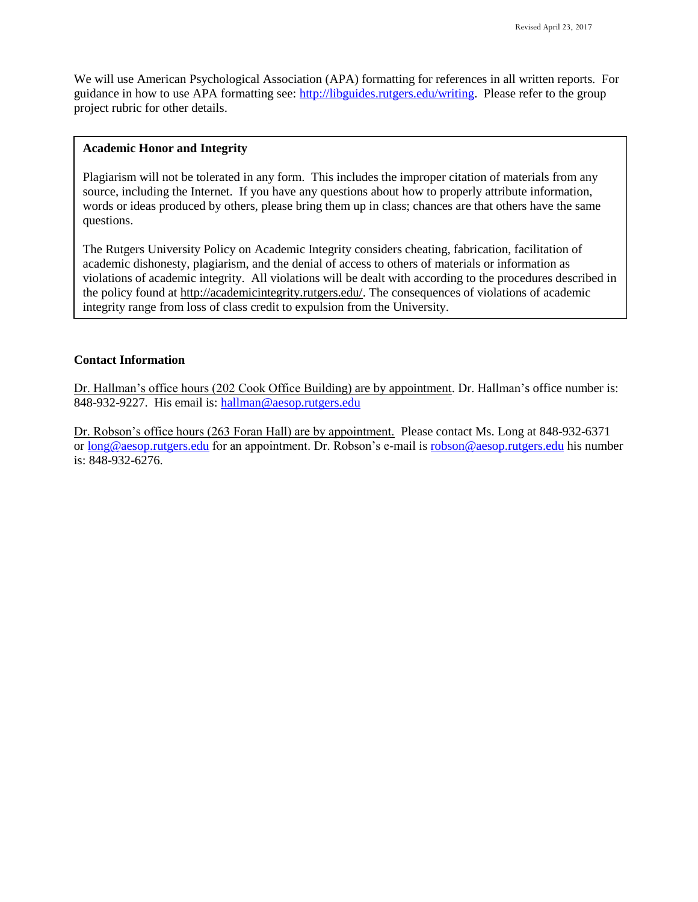We will use American Psychological Association (APA) formatting for references in all written reports. For guidance in how to use APA formatting see: http://libguides.rutgers.edu/writing. Please refer to the group project rubric for other details.

**Academic Honor and Integrity**

Plagiarism will not be tolerated in any form. This includes the improper citation of materials from any source, including the Internet. If you have any questions about how to properly attribute information, words or ideas produced by others, please bring them up in class; chances are that others have the same questions.

The Rutgers University Policy on Academic Integrity considers cheating, fabrication, facilitation of academic dishonesty, plagiarism, and the denial of access to others of materials or information as violations of academic integrity. All violations will be dealt with according to the procedures described in the policy found at http://academicintegrity.rutgers.edu/. The consequences of violations of academic integrity range from loss of class credit to expulsion from the University.

**Contact Information**

Dr. Hallman's office hours (202 Cook Office Building) are by appointment. Dr. Hallman's office number is: 848-932-9227. His email is: hallman@aesop.rutgers.edu

Dr. Robson's office hours (263 Foran Hall) are by appointment. Please contact Ms. Long at 848-932-6371 or long@aesop.rutgers.edu for an appointment. Dr. Robson's e-mail is robson@aesop.rutgers.edu his number is: 848-932-6276.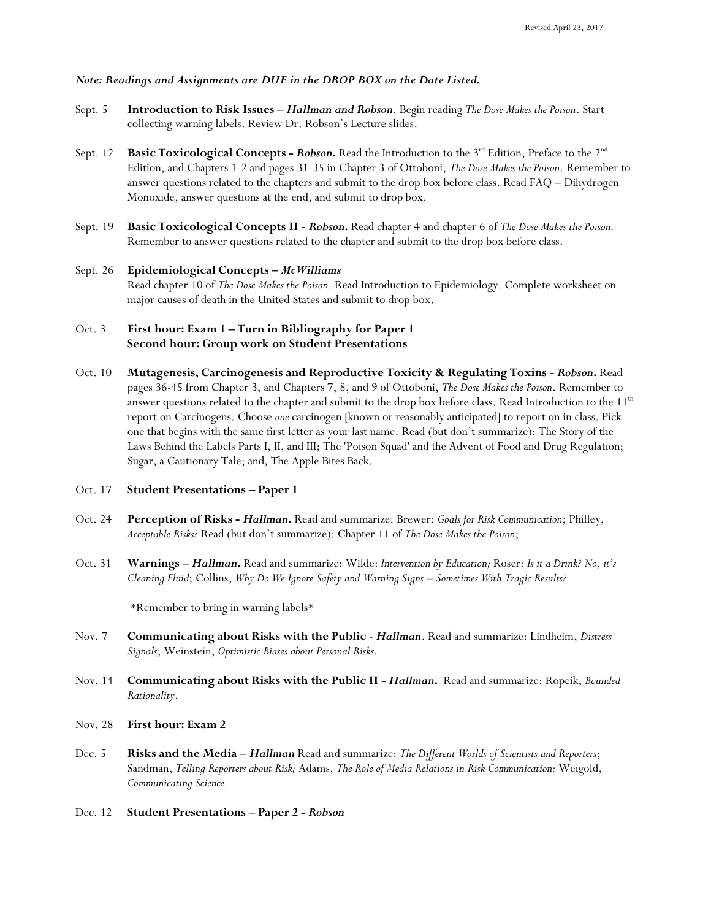***Note: Readings and Assignments are DUE in the DROP BOX on the Date Listed.***

Sept. 5 **Introduction to Risk Issues – *Hallman and Robson*.** Begin reading *The Dose Makes the Poison*. Start collecting warning labels. Review Dr. Robson's Lecture slides.

Sept. 12 **Basic Toxicological Concepts - *Robson*.** Read the Introduction to the 3rd Edition, Preface to the 2nd Edition, and Chapters 1-2 and pages 31-35 in Chapter 3 of Ottoboni, *The Dose Makes the Poison*. Remember to answer questions related to the chapters and submit to the drop box before class. Read FAQ – Dihydrogen Monoxide, answer questions at the end, and submit to drop box.

Sept. 19 **Basic Toxicological Concepts II - *Robson*.** Read chapter 4 and chapter 6 of *The Dose Makes the Poison.* Remember to answer questions related to the chapter and submit to the drop box before class.

Sept. 26 **Epidemiological Concepts – *McWilliams***
Read chapter 10 of *The Dose Makes the Poison*. Read Introduction to Epidemiology. Complete worksheet on major causes of death in the United States and submit to drop box.

Oct. 3 **First hour: Exam 1 – Turn in Bibliography for Paper 1**
**Second hour: Group work on Student Presentations**

Oct. 10 **Mutagenesis, Carcinogenesis and Reproductive Toxicity & Regulating Toxins - *Robson*.** Read pages 36-45 from Chapter 3, and Chapters 7, 8, and 9 of Ottoboni, *The Dose Makes the Poison*. Remember to answer questions related to the chapter and submit to the drop box before class. Read Introduction to the 11th report on Carcinogens. Choose *one* carcinogen [known or reasonably anticipated] to report on in class. Pick one that begins with the same first letter as your last name. Read (but don't summarize): The Story of the Laws Behind the Labels Parts I, II, and III; The 'Poison Squad' and the Advent of Food and Drug Regulation; Sugar, a Cautionary Tale; and, The Apple Bites Back.

Oct. 17 **Student Presentations – Paper 1**

Oct. 24 **Perception of Risks - *Hallman*.** Read and summarize: Brewer: *Goals for Risk Communication*; Philley, *Acceptable Risks?* Read (but don't summarize): Chapter 11 of *The Dose Makes the Poison*;

Oct. 31 **Warnings – *Hallman*.** Read and summarize: Wilde: *Intervention by Education;* Roser: *Is it a Drink? No, it's Cleaning Fluid*; Collins, *Why Do We Ignore Safety and Warning Signs – Sometimes With Tragic Results?*

*Remember to bring in warning labels*

Nov. 7 **Communicating about Risks with the Public** - ***Hallman***. Read and summarize: Lindheim, *Distress Signals*; Weinstein, *Optimistic Biases about Personal Risks.*

Nov. 14 **Communicating about Risks with the Public II - *Hallman*.** Read and summarize: Ropeik, *Bounded Rationality*.

Nov. 28 **First hour: Exam 2**

Dec. 5 **Risks and the Media – *Hallman*** Read and summarize: *The Different Worlds of Scientists and Reporters*; Sandman, *Telling Reporters about Risk;* Adams, *The Role of Media Relations in Risk Communication;* Weigold, *Communicating Science.*

Dec. 12 **Student Presentations – Paper 2 - *Robson***